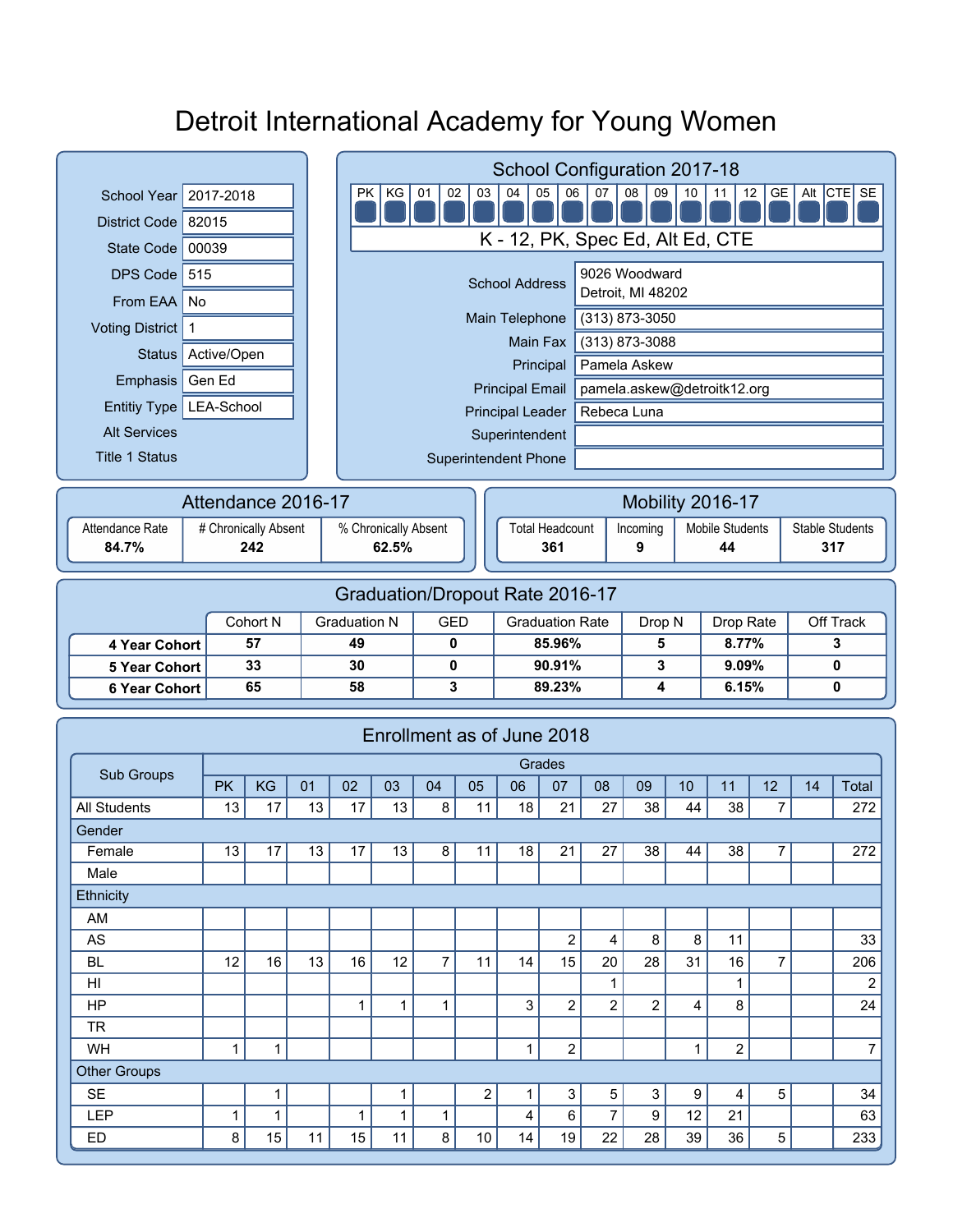# Detroit International Academy for Young Women

| | |
|---|---|
| School Year | 2017-2018 |
| District Code | 82015 |
| State Code | 00039 |
| DPS Code | 515 |
| From EAA | No |
| Voting District | 1 |
| Status | Active/Open |
| Emphasis | Gen Ed |
| Entitiy Type | LEA-School |
| Alt Services | |
| Title 1 Status | |

## School Configuration 2017-18

| PK | KG | 01 | 02 | 03 | 04 | 05 | 06 | 07 | 08 | 09 | 10 | 11 | 12 | GE | Alt | CTE | SE |
|---|---|---|---|---|---|---|---|---|---|---|---|---|---|---|---|---|---|

K - 12, PK, Spec Ed, Alt Ed, CTE

| | |
|---|---|
| School Address | 9026 Woodward<br>Detroit, MI 48202 |
| Main Telephone | (313) 873-3050 |
| Main Fax | (313) 873-3088 |
| Principal | Pamela Askew |
| Principal Email | pamela.askew@detroitk12.org |
| Principal Leader | Rebeca Luna |
| Superintendent | |
| Superintendent Phone | |

## Attendance 2016-17

| Attendance Rate | # Chronically Absent | % Chronically Absent |
|---|---|---|
| **84.7%** | **242** | **62.5%** |

## Mobility 2016-17

| Total Headcount | Incoming | Mobile Students | Stable Students |
|---|---|---|---|
| **361** | **9** | **44** | **317** |

## Graduation/Dropout Rate 2016-17

| | Cohort N | Graduation N | GED | Graduation Rate | Drop N | Drop Rate | Off Track |
|---|---|---|---|---|---|---|---|
| **4 Year Cohort** | **57** | **49** | **0** | **85.96%** | **5** | **8.77%** | **3** |
| **5 Year Cohort** | **33** | **30** | **0** | **90.91%** | **3** | **9.09%** | **0** |
| **6 Year Cohort** | **65** | **58** | **3** | **89.23%** | **4** | **6.15%** | **0** |

## Enrollment as of June 2018

| Sub Groups | Grades | | | | | | | | | | | | | | | |
|---|---|---|---|---|---|---|---|---|---|---|---|---|---|---|---|---|
| | PK | KG | 01 | 02 | 03 | 04 | 05 | 06 | 07 | 08 | 09 | 10 | 11 | 12 | 14 | Total |
| All Students | 13 | 17 | 13 | 17 | 13 | 8 | 11 | 18 | 21 | 27 | 38 | 44 | 38 | 7 | | 272 |
| Gender | | | | | | | | | | | | | | | | |
| Female | 13 | 17 | 13 | 17 | 13 | 8 | 11 | 18 | 21 | 27 | 38 | 44 | 38 | 7 | | 272 |
| Male | | | | | | | | | | | | | | | | |
| Ethnicity | | | | | | | | | | | | | | | | |
| AM | | | | | | | | | | | | | | | | |
| AS | | | | | | | | | 2 | 4 | 8 | 8 | 11 | | | 33 |
| BL | 12 | 16 | 13 | 16 | 12 | 7 | 11 | 14 | 15 | 20 | 28 | 31 | 16 | 7 | | 206 |
| HI | | | | | | | | | | 1 | | | 1 | | | 2 |
| HP | | | | 1 | 1 | 1 | | 3 | 2 | 2 | 2 | 4 | 8 | | | 24 |
| TR | | | | | | | | | | | | | | | | |
| WH | 1 | 1 | | | | | | 1 | 2 | | | 1 | 2 | | | 7 |
| Other Groups | | | | | | | | | | | | | | | | |
| SE | | 1 | | | 1 | | 2 | 1 | 3 | 5 | 3 | 9 | 4 | 5 | | 34 |
| LEP | 1 | 1 | | 1 | 1 | 1 | | 4 | 6 | 7 | 9 | 12 | 21 | | | 63 |
| ED | 8 | 15 | 11 | 15 | 11 | 8 | 10 | 14 | 19 | 22 | 28 | 39 | 36 | 5 | | 233 |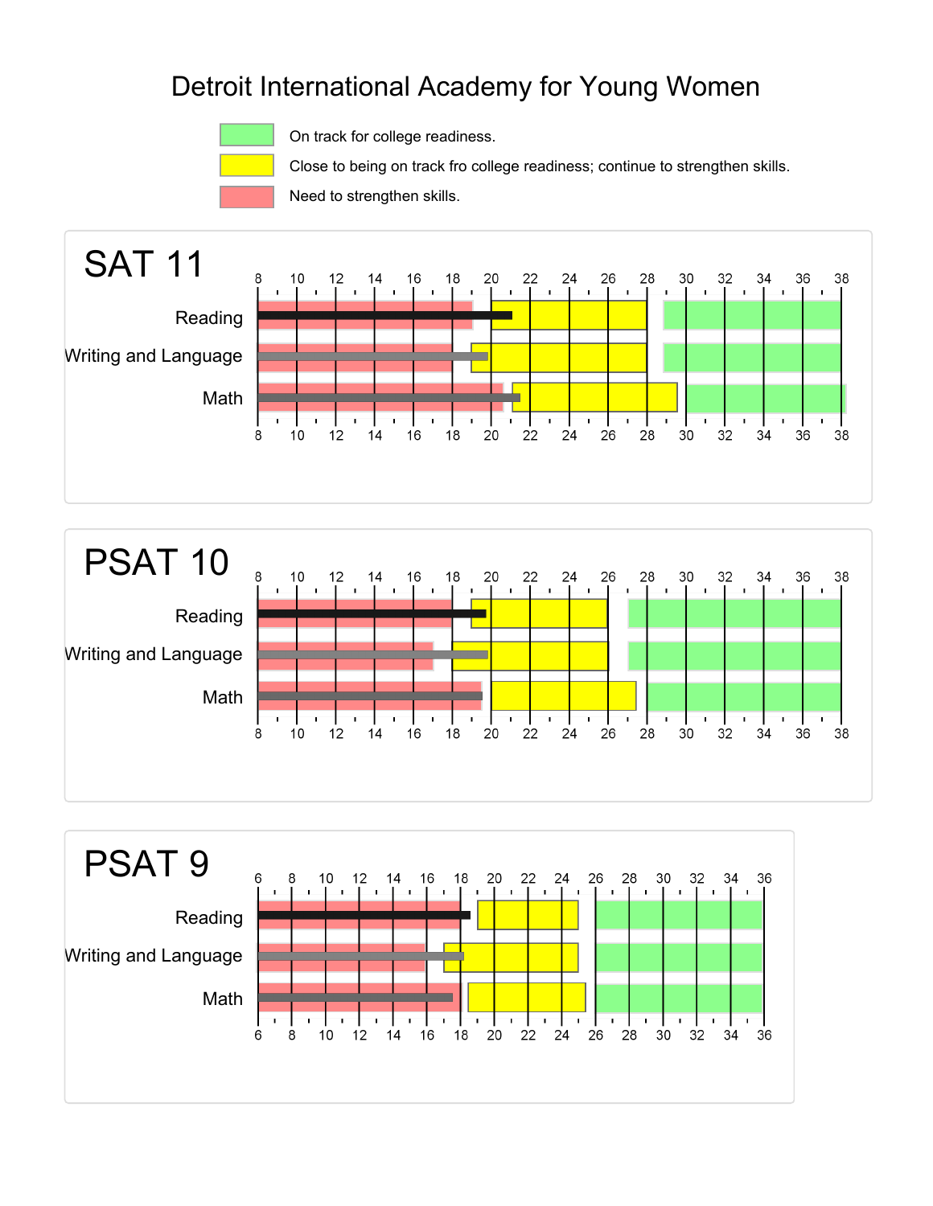# Detroit International Academy for Young Women

- On track for college readiness.
- Close to being on track fro college readiness; continue to strengthen skills.
- Need to strengthen skills.

## SAT 11

Scale: 8 10 12 14 16 18 20 22 24 26 28 30 32 34 36 38

- Reading
- Writing and Language
- Math

## PSAT 10

Scale: 8 10 12 14 16 18 20 22 24 26 28 30 32 34 36 38

- Reading
- Writing and Language
- Math

## PSAT 9

Scale: 6 8 10 12 14 16 18 20 22 24 26 28 30 32 34 36

- Reading
- Writing and Language
- Math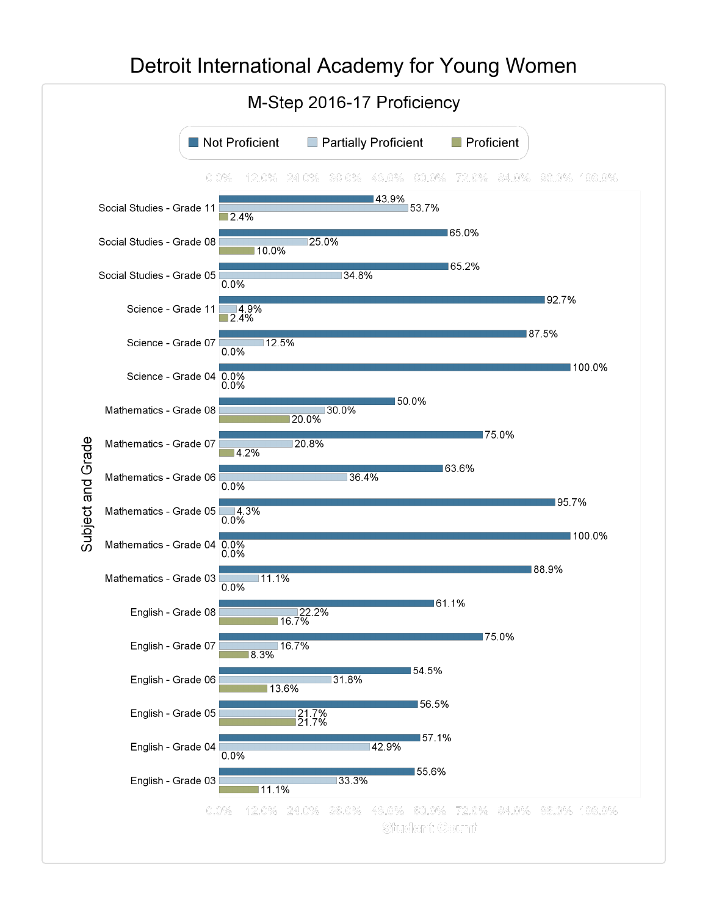# Detroit International Academy for Young Women

## M-Step 2016-17 Proficiency

| Subject and Grade | Not Proficient | Partially Proficient | Proficient |
|---|---|---|---|
| Social Studies - Grade 11 | 43.9% | 53.7% | 2.4% |
| Social Studies - Grade 08 | 65.0% | 25.0% | 10.0% |
| Social Studies - Grade 05 | 65.2% | 34.8% | 0.0% |
| Science - Grade 11 | 92.7% | 4.9% | 2.4% |
| Science - Grade 07 | 87.5% | 12.5% | 0.0% |
| Science - Grade 04 | 100.0% | 0.0% | 0.0% |
| Mathematics - Grade 08 | 50.0% | 30.0% | 20.0% |
| Mathematics - Grade 07 | 75.0% | 20.8% | 4.2% |
| Mathematics - Grade 06 | 63.6% | 36.4% | 0.0% |
| Mathematics - Grade 05 | 95.7% | 4.3% | 0.0% |
| Mathematics - Grade 04 | 100.0% | 0.0% | 0.0% |
| Mathematics - Grade 03 | 88.9% | 11.1% | 0.0% |
| English - Grade 08 | 61.1% | 22.2% | 16.7% |
| English - Grade 07 | 75.0% | 16.7% | 8.3% |
| English - Grade 06 | 54.5% | 31.8% | 13.6% |
| English - Grade 05 | 56.5% | 21.7% | 21.7% |
| English - Grade 04 | 57.1% | 42.9% | 0.0% |
| English - Grade 03 | 55.6% | 33.3% | 11.1% |

Student Count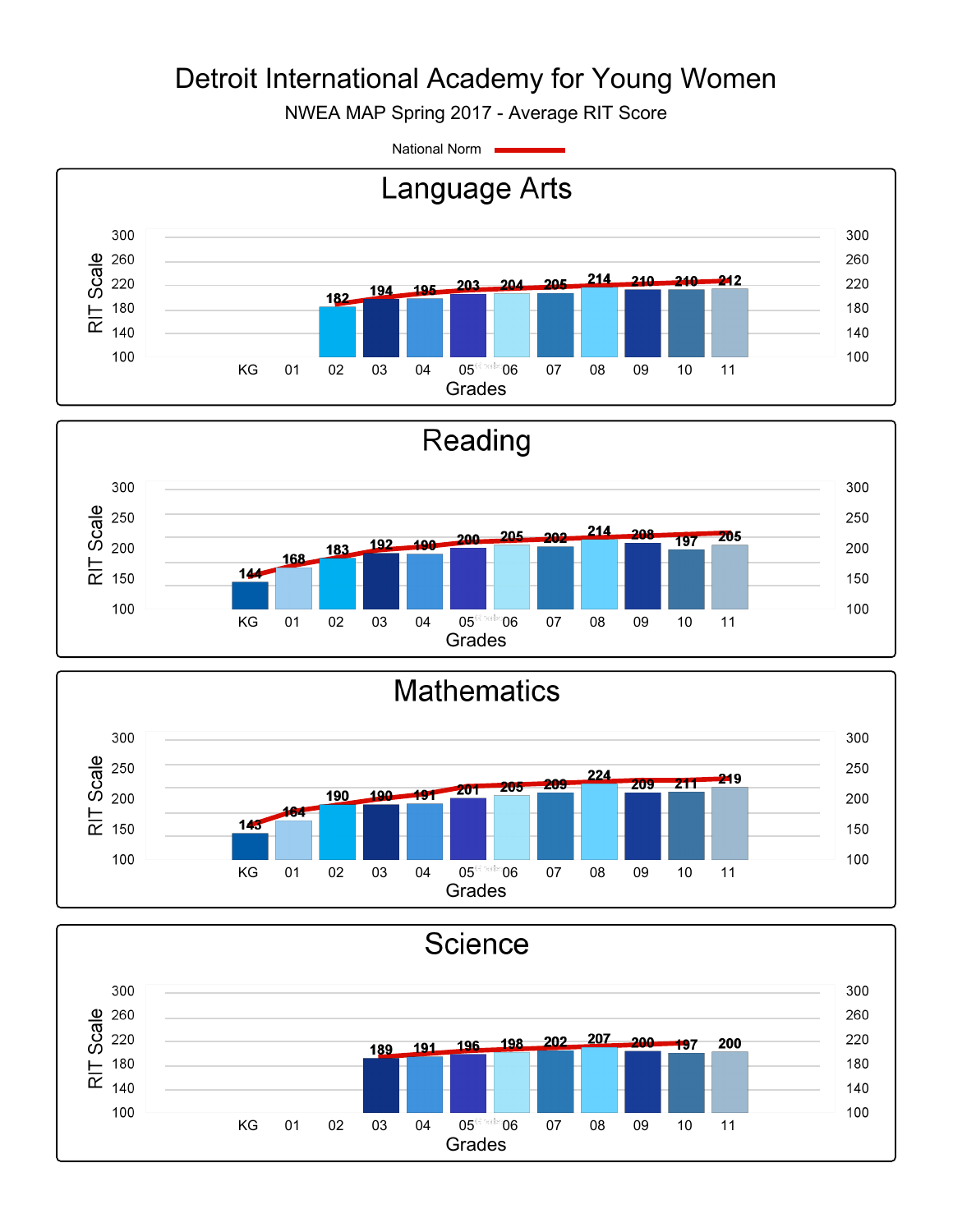# Detroit International Academy for Young Women

NWEA MAP Spring 2017 - Average RIT Score

National Norm

## Language Arts

| Grades | KG | 01 | 02 | 03 | 04 | 05 | 06 | 07 | 08 | 09 | 10 | 11 |
|---|---|---|---|---|---|---|---|---|---|---|---|---|
| RIT Scale | | | 182 | 194 | 195 | 203 | 204 | 205 | 214 | 210 | 210 | 212 |

## Reading

| Grades | KG | 01 | 02 | 03 | 04 | 05 | 06 | 07 | 08 | 09 | 10 | 11 |
|---|---|---|---|---|---|---|---|---|---|---|---|---|
| RIT Scale | 144 | 168 | 183 | 192 | 190 | 200 | 205 | 202 | 214 | 208 | 197 | 205 |

## Mathematics

| Grades | KG | 01 | 02 | 03 | 04 | 05 | 06 | 07 | 08 | 09 | 10 | 11 |
|---|---|---|---|---|---|---|---|---|---|---|---|---|
| RIT Scale | 143 | 164 | 190 | 190 | 191 | 201 | 205 | 209 | 224 | 209 | 211 | 219 |

## Science

| Grades | KG | 01 | 02 | 03 | 04 | 05 | 06 | 07 | 08 | 09 | 10 | 11 |
|---|---|---|---|---|---|---|---|---|---|---|---|---|
| RIT Scale | | | | 189 | 191 | 196 | 198 | 202 | 207 | 200 | 197 | 200 |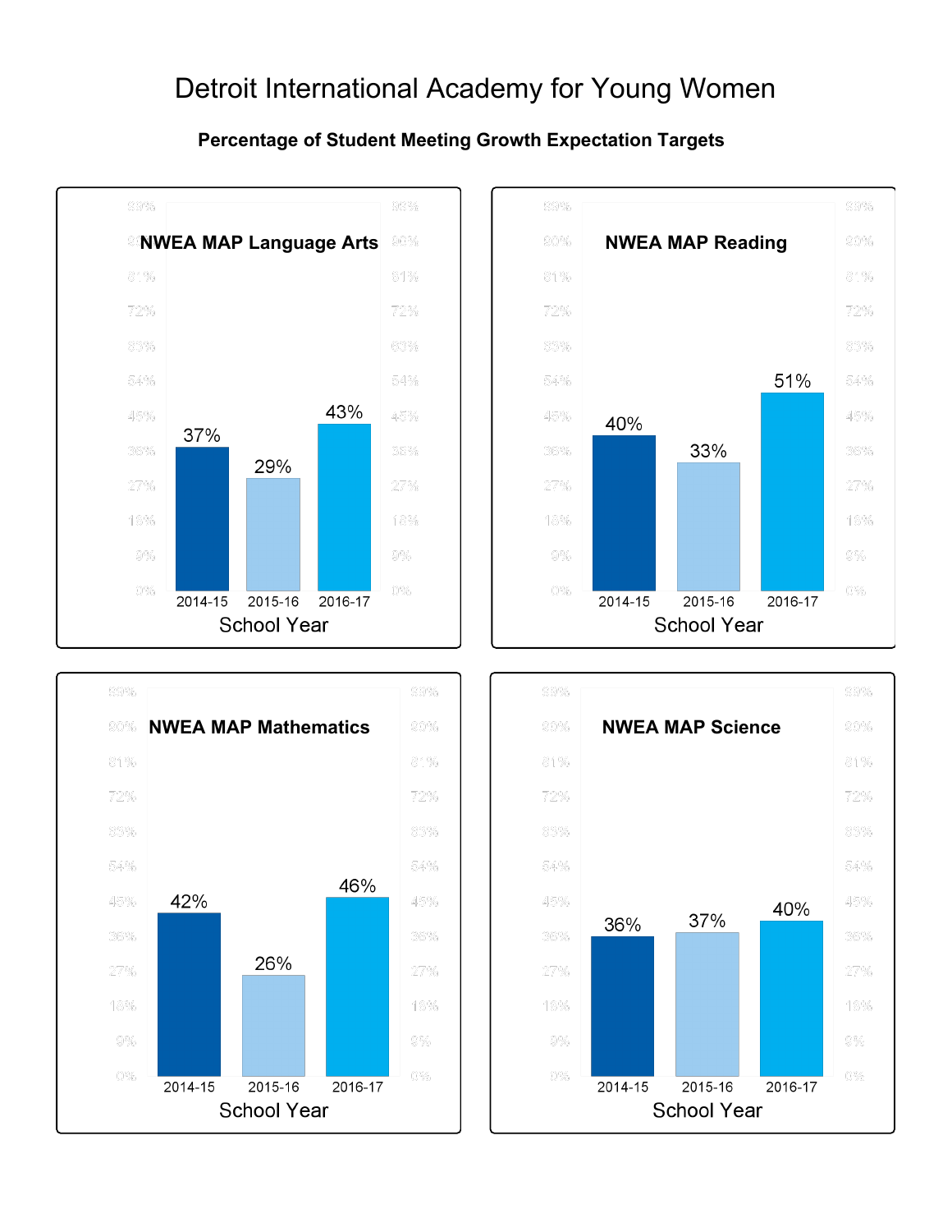# Detroit International Academy for Young Women

**Percentage of Student Meeting Growth Expectation Targets**

**NWEA MAP Language Arts**

37%
29%
43%

2014-15 2015-16 2016-17

School Year

**NWEA MAP Reading**

40%
33%
51%

2014-15 2015-16 2016-17

School Year

**NWEA MAP Mathematics**

42%
26%
46%

2014-15 2015-16 2016-17

School Year

**NWEA MAP Science**

36%
37%
40%

2014-15 2015-16 2016-17

School Year